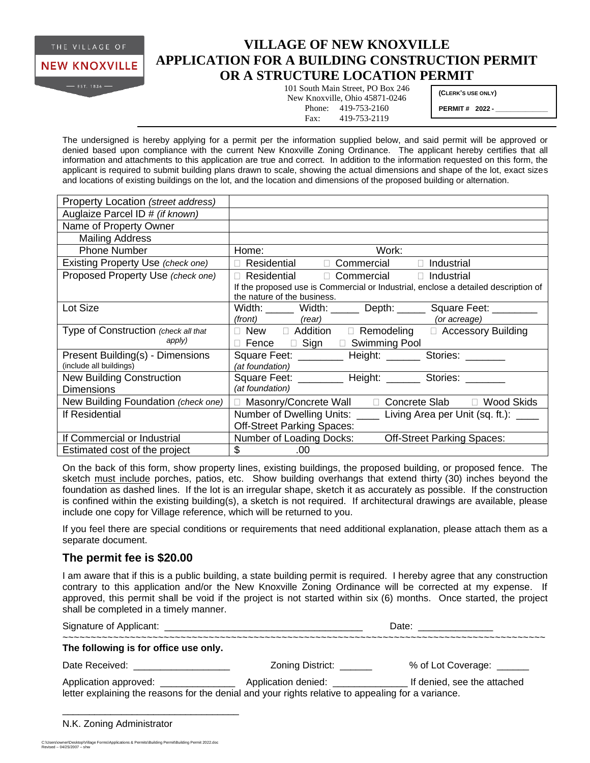THE VILLAGE OF
NEW KNOXVILLE
EST. 1836

# VILLAGE OF NEW KNOXVILLE
# APPLICATION FOR A BUILDING CONSTRUCTION PERMIT OR A STRUCTURE LOCATION PERMIT

101 South Main Street, PO Box 246
New Knoxville, Ohio 45871-0246
Phone: 419-753-2160
Fax: 419-753-2119

(CLERK'S USE ONLY)
PERMIT # 2022 - ____________

The undersigned is hereby applying for a permit per the information supplied below, and said permit will be approved or denied based upon compliance with the current New Knoxville Zoning Ordinance. The applicant hereby certifies that all information and attachments to this application are true and correct. In addition to the information requested on this form, the applicant is required to submit building plans drawn to scale, showing the actual dimensions and shape of the lot, exact sizes and locations of existing buildings on the lot, and the location and dimensions of the proposed building or alternation.

| | |
|---|---|
| Property Location *(street address)* | |
| Auglaize Parcel ID # *(if known)* | |
| Name of Property Owner | |
| Mailing Address | |
| Phone Number | Home: Work: |
| Existing Property Use *(check one)* | ☐ Residential ☐ Commercial ☐ Industrial |
| Proposed Property Use *(check one)* | ☐ Residential ☐ Commercial ☐ Industrial<br>If the proposed use is Commercial or Industrial, enclose a detailed description of the nature of the business. |
| Lot Size | Width: _____ *(front)* Width: _____ *(rear)* Depth: _____ Square Feet: ________ *(or acreage)* |
| Type of Construction *(check all that apply)* | ☐ New ☐ Addition ☐ Remodeling ☐ Accessory Building<br>☐ Fence ☐ Sign ☐ Swimming Pool |
| Present Building(s) - Dimensions (include all buildings) | Square Feet: ________ *(at foundation)* Height: ______ Stories: _______ |
| New Building Construction Dimensions | Square Feet: ________ *(at foundation)* Height: ______ Stories: _______ |
| New Building Foundation *(check one)* | ☐ Masonry/Concrete Wall ☐ Concrete Slab ☐ Wood Skids |
| If Residential | Number of Dwelling Units: ____ Living Area per Unit (sq. ft.): ____<br>Off-Street Parking Spaces: |
| If Commercial or Industrial | Number of Loading Docks: Off-Street Parking Spaces: |
| Estimated cost of the project | $ .00 |

On the back of this form, show property lines, existing buildings, the proposed building, or proposed fence. The sketch must include porches, patios, etc. Show building overhangs that extend thirty (30) inches beyond the foundation as dashed lines. If the lot is an irregular shape, sketch it as accurately as possible. If the construction is confined within the existing building(s), a sketch is not required. If architectural drawings are available, please include one copy for Village reference, which will be returned to you.

If you feel there are special conditions or requirements that need additional explanation, please attach them as a separate document.

## The permit fee is $20.00

I am aware that if this is a public building, a state building permit is required. I hereby agree that any construction contrary to this application and/or the New Knoxville Zoning Ordinance will be corrected at my expense. If approved, this permit shall be void if the project is not started within six (6) months. Once started, the project shall be completed in a timely manner.

Signature of Applicant: ________________________________ Date: ______________

~~~~~~~~~~~~~~~~~~~~~~~~~~~~~~~~~~~~~~~~~~~~~~~~~~~~~~~~~~~~~~~~~~~~~~~~~~~~~~~~

**The following is for office use only.**

Date Received: __________________ Zoning District: ______ % of Lot Coverage: ______

Application approved: ______________ Application denied: ______________ If denied, see the attached letter explaining the reasons for the denial and your rights relative to appealing for a variance.

________________________________

N.K. Zoning Administrator

C:\Users\owner\Desktop\Village Forms\Applications & Permits\Building Permit\Building Permit 2022.doc
Revised -- 04/25/2007 -- shw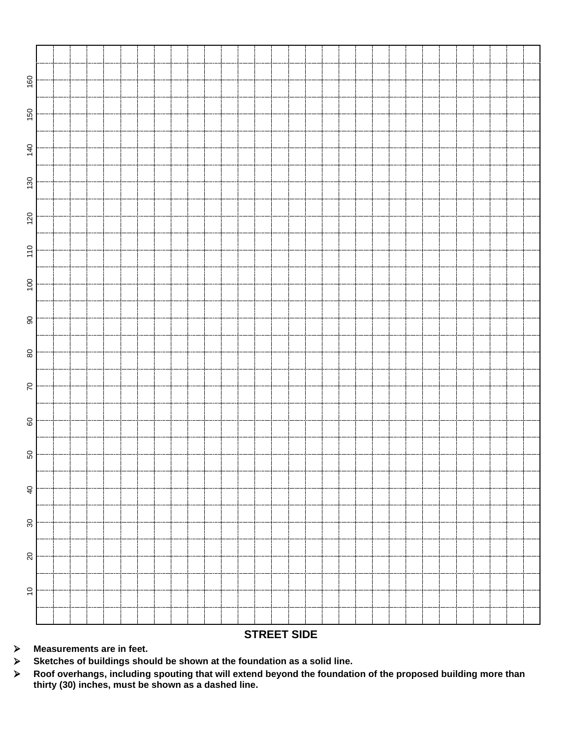160

150

140

130

120

110

100

90

80

70

60

50

40

30

20

10

**STREET SIDE**

- **Measurements are in feet.**
- **Sketches of buildings should be shown at the foundation as a solid line.**
- **Roof overhangs, including spouting that will extend beyond the foundation of the proposed building more than thirty (30) inches, must be shown as a dashed line.**